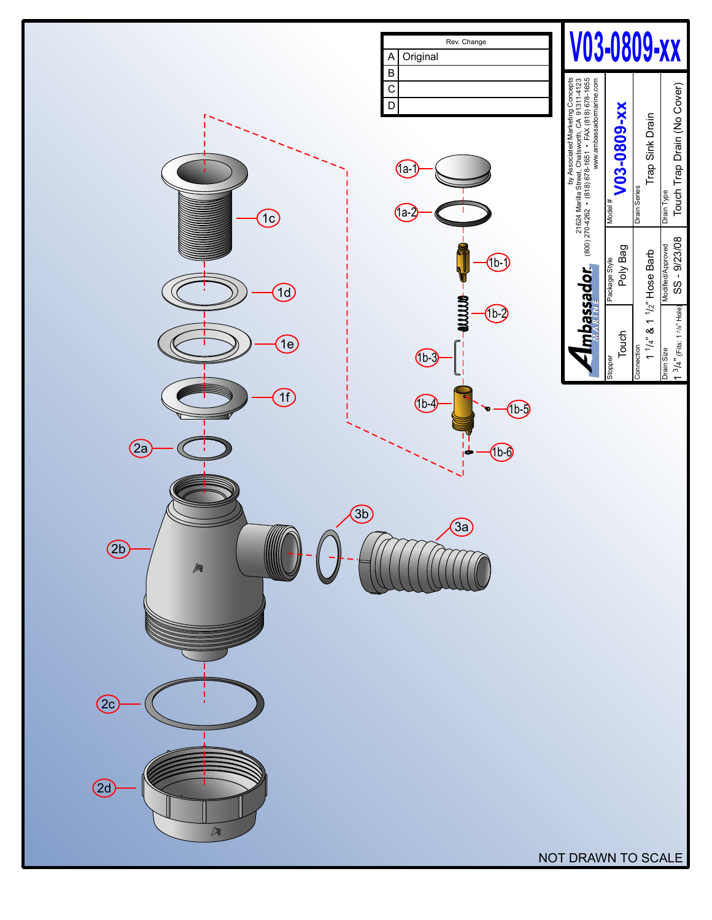# V03-0809-xx

| Rev. | Change |
|---|---|
| A | Original |
| B | |
| C | |
| D | |

**Ambassador MARINE**

by Associated Marketing Concepts
21624 Marilla Street, Chatsworth, CA 91311-4123
(800) 270-4262 • (818) 678-1651 • FAX (818) 678-1655
www.ambassadormarine.com

| | |
|---|---|
| Model # | V03-0809-xx |
| Drain Series | Trap Sink Drain |
| Drain Type | Touch Trap Drain (No Cover) |
| Stopper | Touch |
| Package Style | Poly Bag |
| Connection | 1 1/4" & 1 1/2" Hose Barb |
| Drain Size | 1 3/4" (Fits: 1 7/8" Hole) |
| Modified/Approved | SS - 9/23/08 |

1a-1, 1a-2, 1b-1, 1b-2, 1b-3, 1b-4, 1b-5, 1b-6, 1c, 1d, 1e, 1f, 2a, 2b, 2c, 2d, 3a, 3b

NOT DRAWN TO SCALE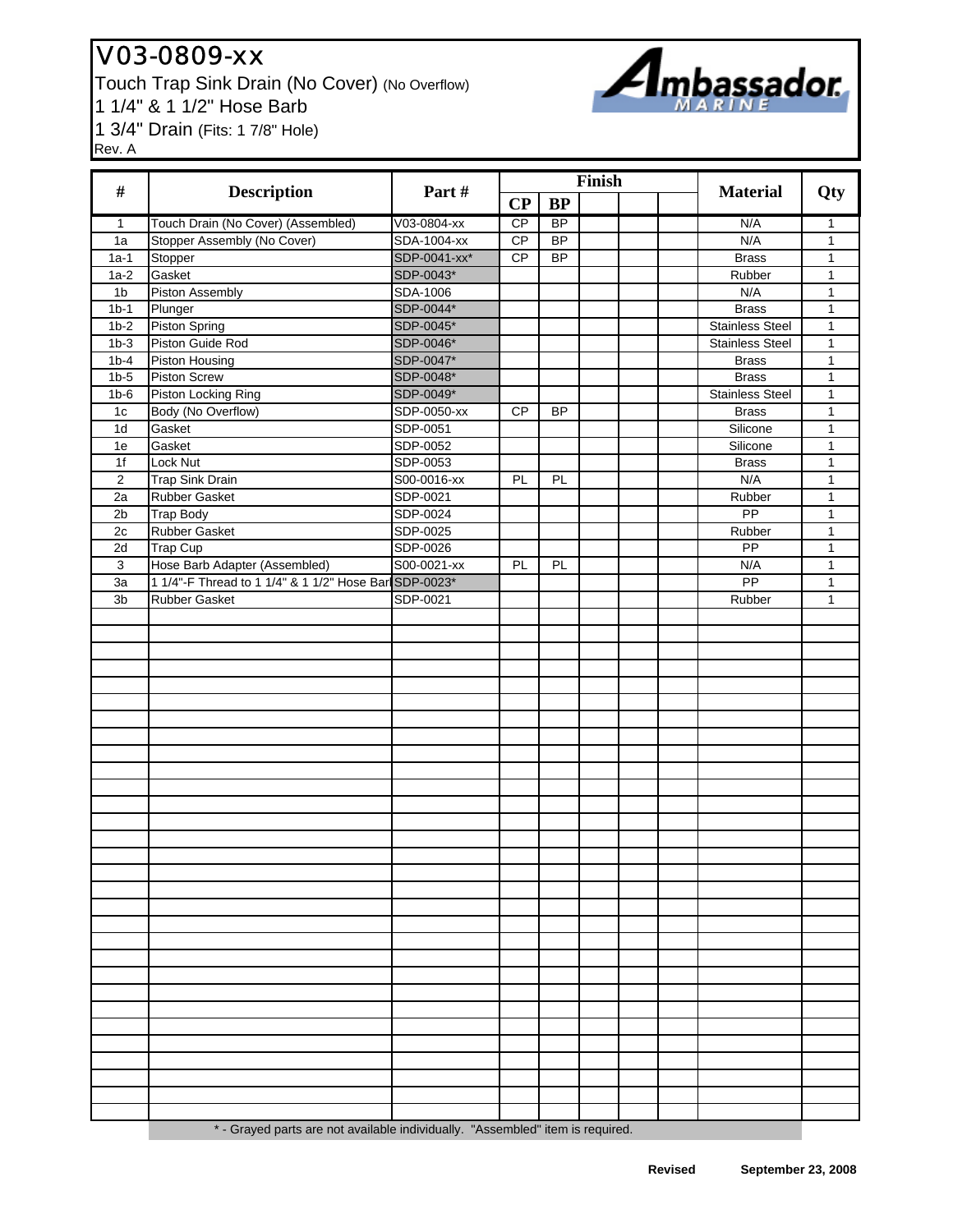# V03-0809-xx

Touch Trap Sink Drain (No Cover) (No Overflow)
1 1/4" & 1 1/2" Hose Barb
1 3/4" Drain (Fits: 1 7/8" Hole)
Rev. A

| # | Description | Part # | Finish | | | | | Material | Qty |
|---|---|---|---|---|---|---|---|---|---|
| | | | CP | BP | | | | | |
| 1 | Touch Drain (No Cover) (Assembled) | V03-0804-xx | CP | BP | | | | N/A | 1 |
| 1a | Stopper Assembly (No Cover) | SDA-1004-xx | CP | BP | | | | N/A | 1 |
| 1a-1 | Stopper | SDP-0041-xx* | CP | BP | | | | Brass | 1 |
| 1a-2 | Gasket | SDP-0043* | | | | | | Rubber | 1 |
| 1b | Piston Assembly | SDA-1006 | | | | | | N/A | 1 |
| 1b-1 | Plunger | SDP-0044* | | | | | | Brass | 1 |
| 1b-2 | Piston Spring | SDP-0045* | | | | | | Stainless Steel | 1 |
| 1b-3 | Piston Guide Rod | SDP-0046* | | | | | | Stainless Steel | 1 |
| 1b-4 | Piston Housing | SDP-0047* | | | | | | Brass | 1 |
| 1b-5 | Piston Screw | SDP-0048* | | | | | | Brass | 1 |
| 1b-6 | Piston Locking Ring | SDP-0049* | | | | | | Stainless Steel | 1 |
| 1c | Body (No Overflow) | SDP-0050-xx | CP | BP | | | | Brass | 1 |
| 1d | Gasket | SDP-0051 | | | | | | Silicone | 1 |
| 1e | Gasket | SDP-0052 | | | | | | Silicone | 1 |
| 1f | Lock Nut | SDP-0053 | | | | | | Brass | 1 |
| 2 | Trap Sink Drain | S00-0016-xx | PL | PL | | | | N/A | 1 |
| 2a | Rubber Gasket | SDP-0021 | | | | | | Rubber | 1 |
| 2b | Trap Body | SDP-0024 | | | | | | PP | 1 |
| 2c | Rubber Gasket | SDP-0025 | | | | | | Rubber | 1 |
| 2d | Trap Cup | SDP-0026 | | | | | | PP | 1 |
| 3 | Hose Barb Adapter (Assembled) | S00-0021-xx | PL | PL | | | | N/A | 1 |
| 3a | 1 1/4"-F Thread to 1 1/4" & 1 1/2" Hose Barb | SDP-0023* | | | | | | PP | 1 |
| 3b | Rubber Gasket | SDP-0021 | | | | | | Rubber | 1 |

* - Grayed parts are not available individually. "Assembled" item is required.

**Revised** **September 23, 2008**